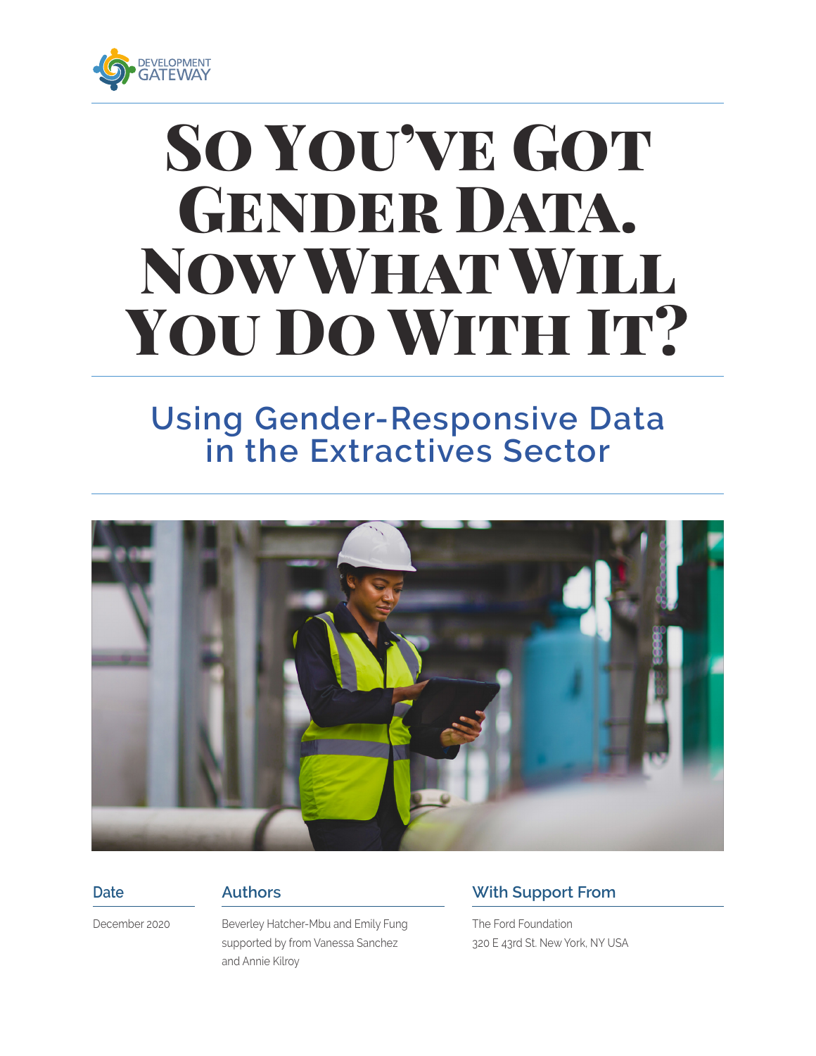DEVELOPMENT GATEWAY

# So You've Got Gender Data. Now What Will You Do With It?

## Using Gender-Responsive Data in the Extractives Sector

**Date**

December 2020

**Authors**

Beverley Hatcher-Mbu and Emily Fung supported by from Vanessa Sanchez and Annie Kilroy

**With Support From**

The Ford Foundation
320 E 43rd St. New York, NY USA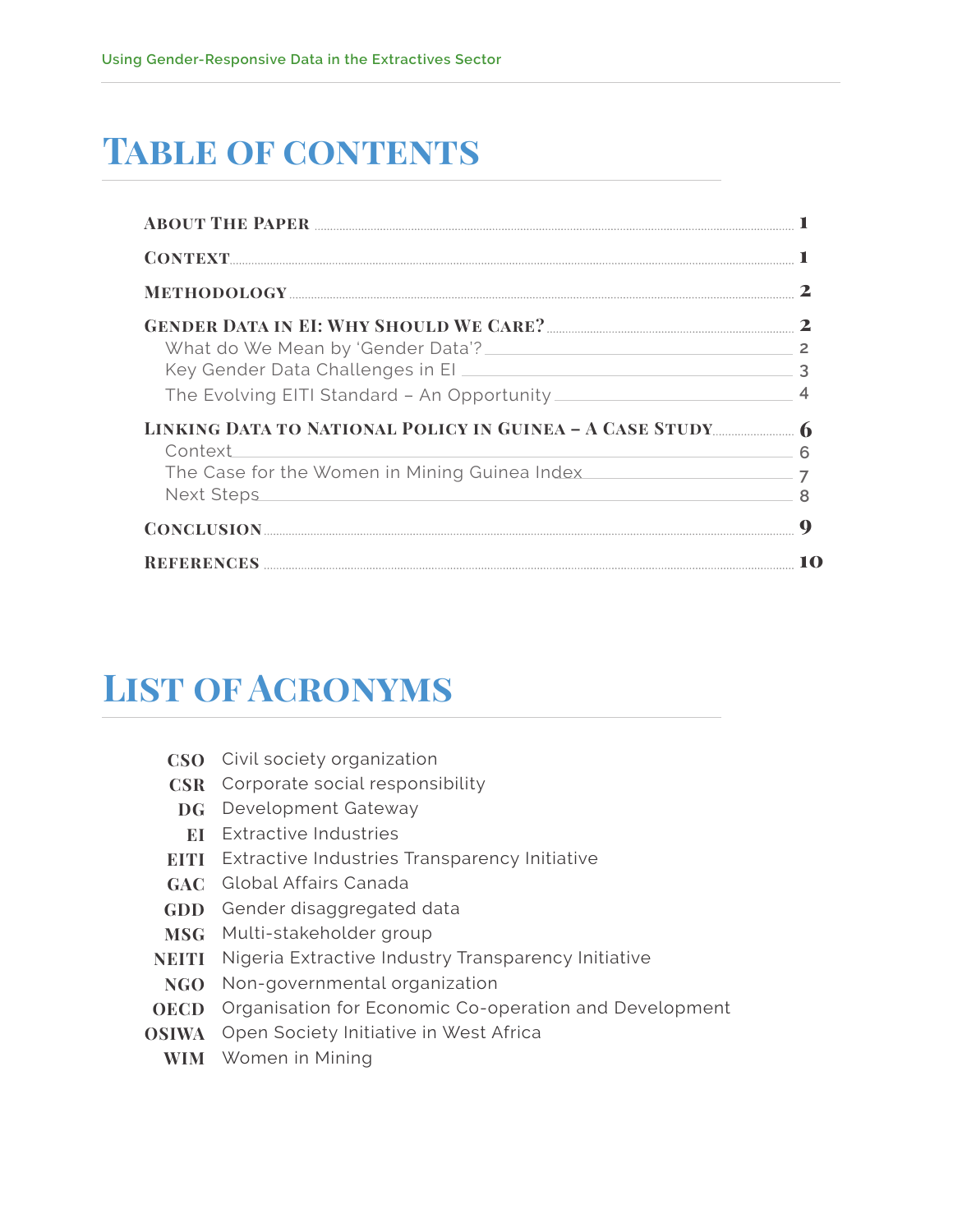# Table of contents

- **About The Paper** ........ 1
- **Context** ........ 1
- **Methodology** ........ 2
- **Gender Data in EI: Why Should We Care?** ........ 2
  - What do We Mean by 'Gender Data'? ........ 2
  - Key Gender Data Challenges in EI ........ 3
  - The Evolving EITI Standard – An Opportunity ........ 4
- **Linking Data to National Policy in Guinea – A Case Study** ........ 6
  - Context ........ 6
  - The Case for the Women in Mining Guinea Index ........ 7
  - Next Steps ........ 8
- **Conclusion** ........ 9
- **References** ........ 10

# List of Acronyms

| | |
|---|---|
| **CSO** | Civil society organization |
| **CSR** | Corporate social responsibility |
| **DG** | Development Gateway |
| **EI** | Extractive Industries |
| **EITI** | Extractive Industries Transparency Initiative |
| **GAC** | Global Affairs Canada |
| **GDD** | Gender disaggregated data |
| **MSG** | Multi-stakeholder group |
| **NEITI** | Nigeria Extractive Industry Transparency Initiative |
| **NGO** | Non-governmental organization |
| **OECD** | Organisation for Economic Co-operation and Development |
| **OSIWA** | Open Society Initiative in West Africa |
| **WIM** | Women in Mining |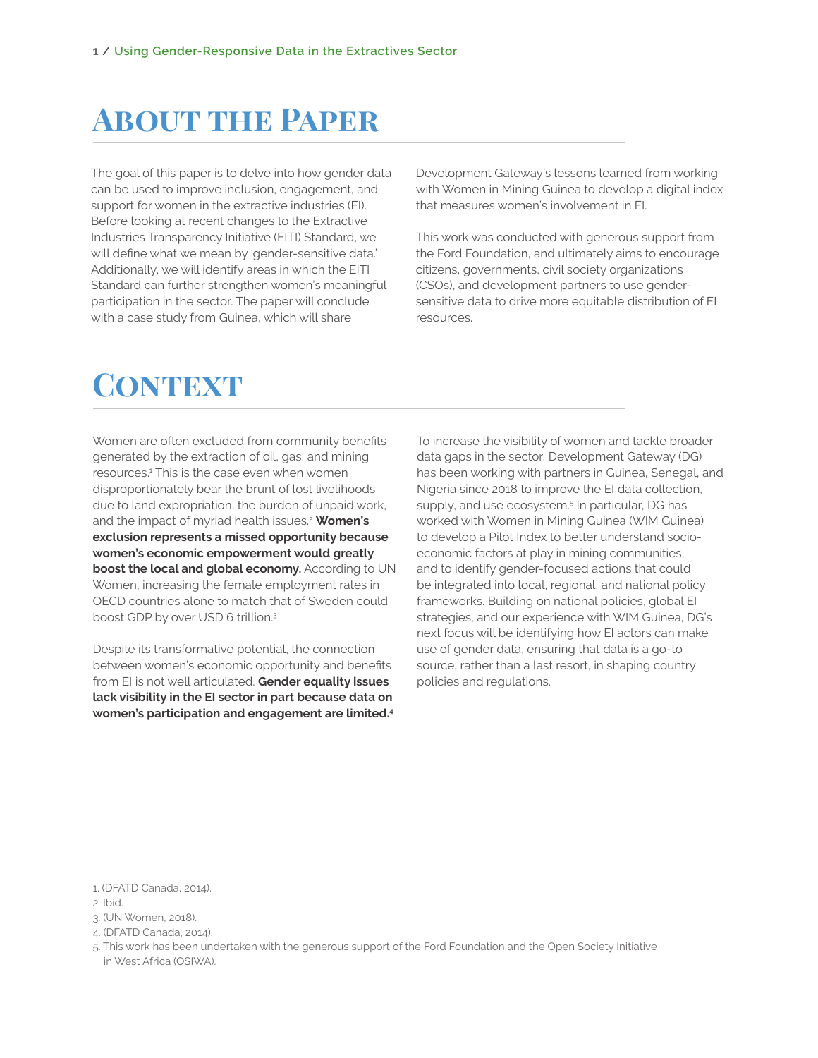# About the Paper

The goal of this paper is to delve into how gender data can be used to improve inclusion, engagement, and support for women in the extractive industries (EI). Before looking at recent changes to the Extractive Industries Transparency Initiative (EITI) Standard, we will define what we mean by 'gender-sensitive data.' Additionally, we will identify areas in which the EITI Standard can further strengthen women's meaningful participation in the sector. The paper will conclude with a case study from Guinea, which will share Development Gateway's lessons learned from working with Women in Mining Guinea to develop a digital index that measures women's involvement in EI.

This work was conducted with generous support from the Ford Foundation, and ultimately aims to encourage citizens, governments, civil society organizations (CSOs), and development partners to use gender-sensitive data to drive more equitable distribution of EI resources.

# Context

Women are often excluded from community benefits generated by the extraction of oil, gas, and mining resources.[1] This is the case even when women disproportionately bear the brunt of lost livelihoods due to land expropriation, the burden of unpaid work, and the impact of myriad health issues.[2] **Women's exclusion represents a missed opportunity because women's economic empowerment would greatly boost the local and global economy.** According to UN Women, increasing the female employment rates in OECD countries alone to match that of Sweden could boost GDP by over USD 6 trillion.[3]

Despite its transformative potential, the connection between women's economic opportunity and benefits from EI is not well articulated. **Gender equality issues lack visibility in the EI sector in part because data on women's participation and engagement are limited.[4]**

To increase the visibility of women and tackle broader data gaps in the sector, Development Gateway (DG) has been working with partners in Guinea, Senegal, and Nigeria since 2018 to improve the EI data collection, supply, and use ecosystem.[5] In particular, DG has worked with Women in Mining Guinea (WIM Guinea) to develop a Pilot Index to better understand socio-economic factors at play in mining communities, and to identify gender-focused actions that could be integrated into local, regional, and national policy frameworks. Building on national policies, global EI strategies, and our experience with WIM Guinea, DG's next focus will be identifying how EI actors can make use of gender data, ensuring that data is a go-to source, rather than a last resort, in shaping country policies and regulations.

---

1. (DFATD Canada, 2014).
2. Ibid.
3. (UN Women, 2018).
4. (DFATD Canada, 2014).
5. This work has been undertaken with the generous support of the Ford Foundation and the Open Society Initiative in West Africa (OSIWA).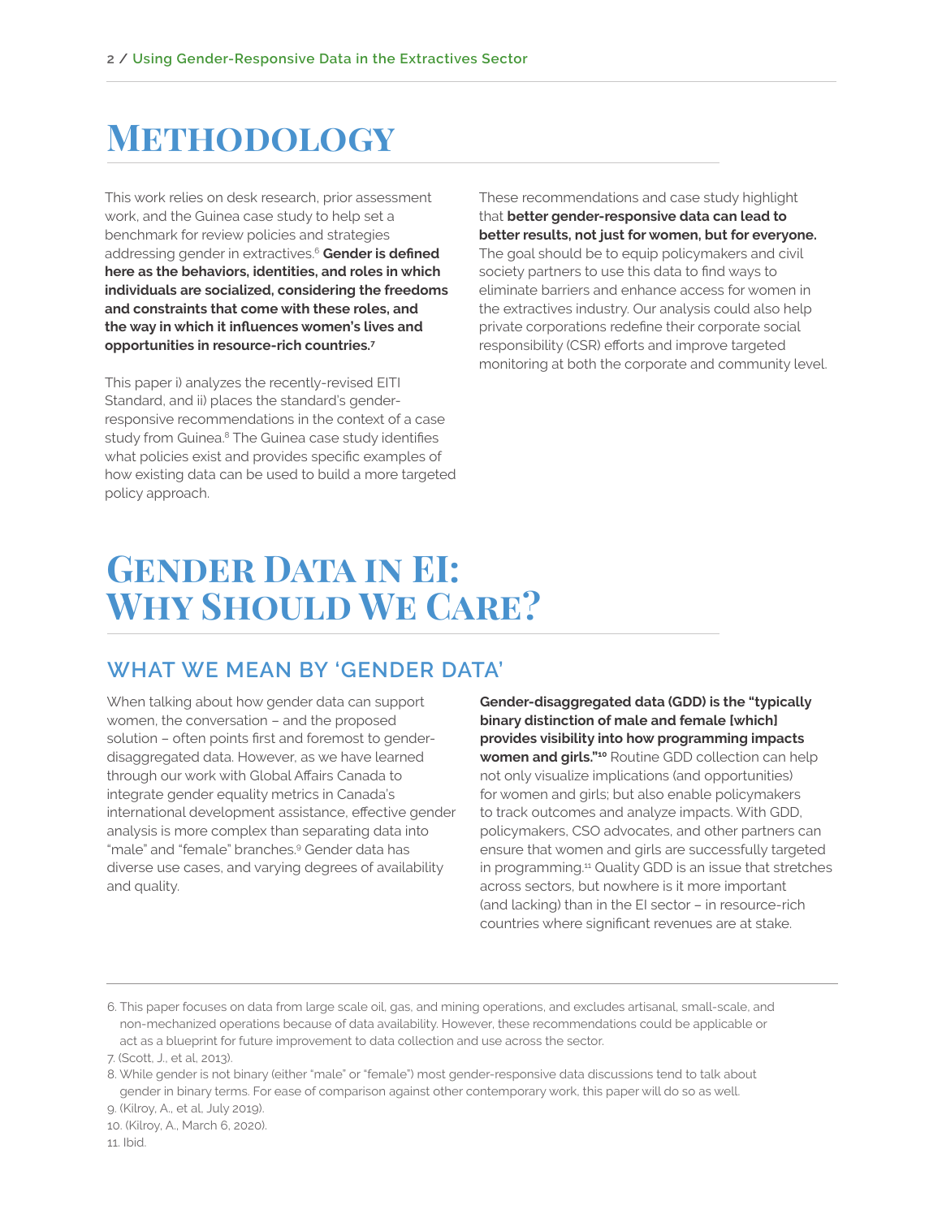# Methodology

This work relies on desk research, prior assessment work, and the Guinea case study to help set a benchmark for review policies and strategies addressing gender in extractives.[6] **Gender is defined here as the behaviors, identities, and roles in which individuals are socialized, considering the freedoms and constraints that come with these roles, and the way in which it influences women's lives and opportunities in resource-rich countries.**[7]

This paper i) analyzes the recently-revised EITI Standard, and ii) places the standard's gender-responsive recommendations in the context of a case study from Guinea.[8] The Guinea case study identifies what policies exist and provides specific examples of how existing data can be used to build a more targeted policy approach.

These recommendations and case study highlight that **better gender-responsive data can lead to better results, not just for women, but for everyone.** The goal should be to equip policymakers and civil society partners to use this data to find ways to eliminate barriers and enhance access for women in the extractives industry. Our analysis could also help private corporations redefine their corporate social responsibility (CSR) efforts and improve targeted monitoring at both the corporate and community level.

# Gender Data in EI: Why Should We Care?

## What We Mean by 'Gender Data'

When talking about how gender data can support women, the conversation – and the proposed solution – often points first and foremost to gender-disaggregated data. However, as we have learned through our work with Global Affairs Canada to integrate gender equality metrics in Canada's international development assistance, effective gender analysis is more complex than separating data into "male" and "female" branches.[9] Gender data has diverse use cases, and varying degrees of availability and quality.

**Gender-disaggregated data (GDD) is the "typically binary distinction of male and female [which] provides visibility into how programming impacts women and girls."**[10] Routine GDD collection can help not only visualize implications (and opportunities) for women and girls; but also enable policymakers to track outcomes and analyze impacts. With GDD, policymakers, CSO advocates, and other partners can ensure that women and girls are successfully targeted in programming.[11] Quality GDD is an issue that stretches across sectors, but nowhere is it more important (and lacking) than in the EI sector – in resource-rich countries where significant revenues are at stake.

---

6. This paper focuses on data from large scale oil, gas, and mining operations, and excludes artisanal, small-scale, and non-mechanized operations because of data availability. However, these recommendations could be applicable or act as a blueprint for future improvement to data collection and use across the sector.

7. (Scott, J., et al, 2013).

8. While gender is not binary (either "male" or "female") most gender-responsive data discussions tend to talk about gender in binary terms. For ease of comparison against other contemporary work, this paper will do so as well.

9. (Kilroy, A., et al, July 2019).

10. (Kilroy, A., March 6, 2020).

11. Ibid.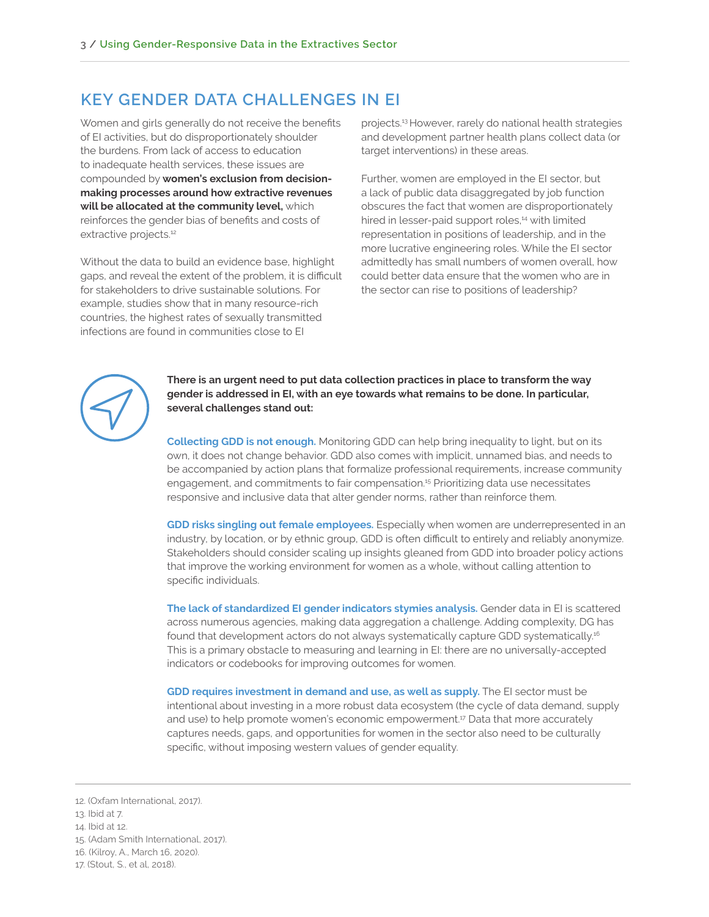## KEY GENDER DATA CHALLENGES IN EI

Women and girls generally do not receive the benefits of EI activities, but do disproportionately shoulder the burdens. From lack of access to education to inadequate health services, these issues are compounded by **women's exclusion from decision-making processes around how extractive revenues will be allocated at the community level,** which reinforces the gender bias of benefits and costs of extractive projects.[12]

Without the data to build an evidence base, highlight gaps, and reveal the extent of the problem, it is difficult for stakeholders to drive sustainable solutions. For example, studies show that in many resource-rich countries, the highest rates of sexually transmitted infections are found in communities close to EI projects.[13] However, rarely do national health strategies and development partner health plans collect data (or target interventions) in these areas.

Further, women are employed in the EI sector, but a lack of public data disaggregated by job function obscures the fact that women are disproportionately hired in lesser-paid support roles,[14] with limited representation in positions of leadership, and in the more lucrative engineering roles. While the EI sector admittedly has small numbers of women overall, how could better data ensure that the women who are in the sector can rise to positions of leadership?

**There is an urgent need to put data collection practices in place to transform the way gender is addressed in EI, with an eye towards what remains to be done. In particular, several challenges stand out:**

**Collecting GDD is not enough.** Monitoring GDD can help bring inequality to light, but on its own, it does not change behavior. GDD also comes with implicit, unnamed bias, and needs to be accompanied by action plans that formalize professional requirements, increase community engagement, and commitments to fair compensation.[15] Prioritizing data use necessitates responsive and inclusive data that alter gender norms, rather than reinforce them.

**GDD risks singling out female employees.** Especially when women are underrepresented in an industry, by location, or by ethnic group, GDD is often difficult to entirely and reliably anonymize. Stakeholders should consider scaling up insights gleaned from GDD into broader policy actions that improve the working environment for women as a whole, without calling attention to specific individuals.

**The lack of standardized EI gender indicators stymies analysis.** Gender data in EI is scattered across numerous agencies, making data aggregation a challenge. Adding complexity, DG has found that development actors do not always systematically capture GDD systematically.[16] This is a primary obstacle to measuring and learning in EI: there are no universally-accepted indicators or codebooks for improving outcomes for women.

**GDD requires investment in demand and use, as well as supply.** The EI sector must be intentional about investing in a more robust data ecosystem (the cycle of data demand, supply and use) to help promote women's economic empowerment.[17] Data that more accurately captures needs, gaps, and opportunities for women in the sector also need to be culturally specific, without imposing western values of gender equality.

---

12. (Oxfam International, 2017).
13. Ibid at 7.
14. Ibid at 12.
15. (Adam Smith International, 2017).
16. (Kilroy, A., March 16, 2020).
17. (Stout, S., et al, 2018).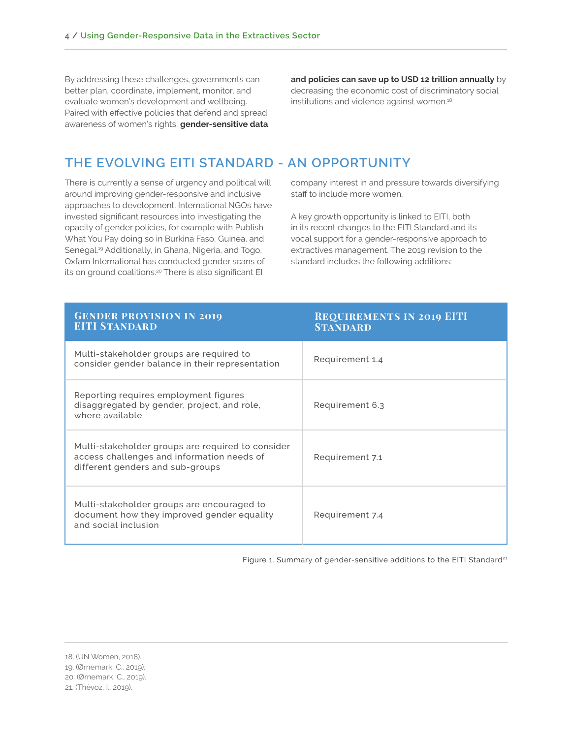By addressing these challenges, governments can better plan, coordinate, implement, monitor, and evaluate women's development and wellbeing. Paired with effective policies that defend and spread awareness of women's rights, **gender-sensitive data and policies can save up to USD 12 trillion annually** by decreasing the economic cost of discriminatory social institutions and violence against women.[18]

## THE EVOLVING EITI STANDARD - AN OPPORTUNITY

There is currently a sense of urgency and political will around improving gender-responsive and inclusive approaches to development. International NGOs have invested significant resources into investigating the opacity of gender policies, for example with Publish What You Pay doing so in Burkina Faso, Guinea, and Senegal.[19] Additionally, in Ghana, Nigeria, and Togo, Oxfam International has conducted gender scans of its on ground coalitions.[20] There is also significant EI company interest in and pressure towards diversifying staff to include more women.

A key growth opportunity is linked to EITI, both in its recent changes to the EITI Standard and its vocal support for a gender-responsive approach to extractives management. The 2019 revision to the standard includes the following additions:

| Gender provision in 2019 EITI Standard | Requirements in 2019 EITI Standard |
| --- | --- |
| Multi-stakeholder groups are required to consider gender balance in their representation | Requirement 1.4 |
| Reporting requires employment figures disaggregated by gender, project, and role, where available | Requirement 6.3 |
| Multi-stakeholder groups are required to consider access challenges and information needs of different genders and sub-groups | Requirement 7.1 |
| Multi-stakeholder groups are encouraged to document how they improved gender equality and social inclusion | Requirement 7.4 |

Figure 1. Summary of gender-sensitive additions to the EITI Standard[21]

18. (UN Women, 2018).
19. (Ørnemark, C., 2019).
20. (Ørnemark, C., 2019).
21. (Thévoz, I., 2019).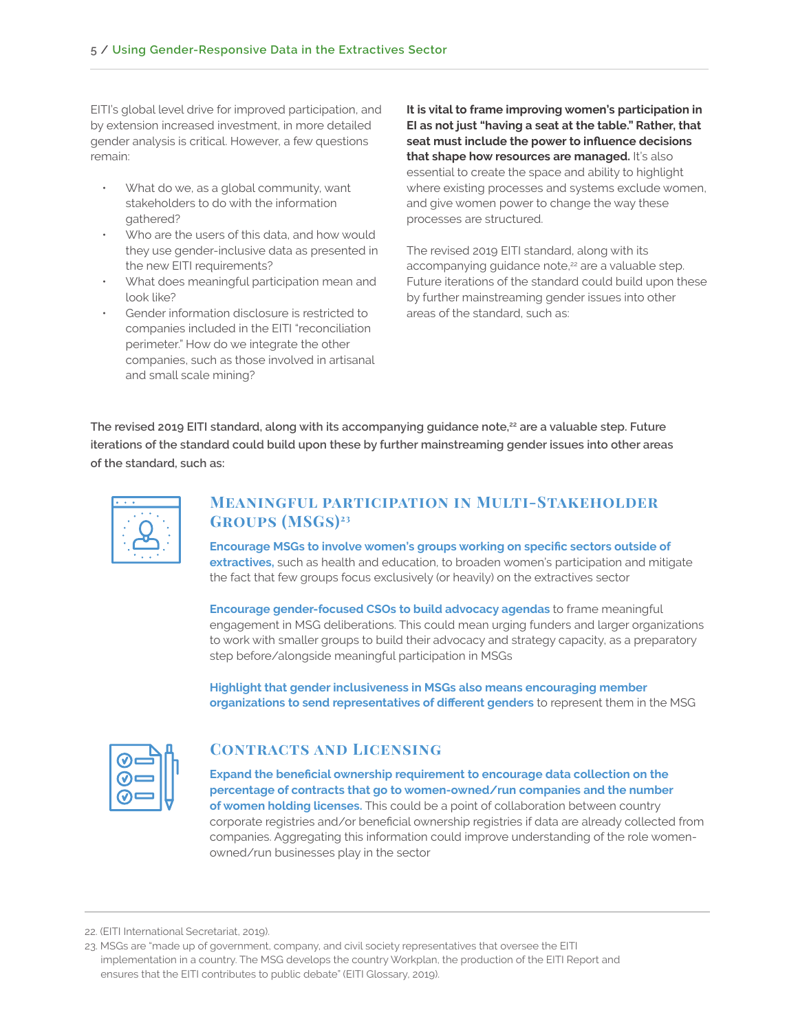EITI's global level drive for improved participation, and by extension increased investment, in more detailed gender analysis is critical. However, a few questions remain:

- What do we, as a global community, want stakeholders to do with the information gathered?
- Who are the users of this data, and how would they use gender-inclusive data as presented in the new EITI requirements?
- What does meaningful participation mean and look like?
- Gender information disclosure is restricted to companies included in the EITI "reconciliation perimeter." How do we integrate the other companies, such as those involved in artisanal and small scale mining?

**It is vital to frame improving women's participation in EI as not just "having a seat at the table." Rather, that seat must include the power to influence decisions that shape how resources are managed.** It's also essential to create the space and ability to highlight where existing processes and systems exclude women, and give women power to change the way these processes are structured.

The revised 2019 EITI standard, along with its accompanying guidance note,[22] are a valuable step. Future iterations of the standard could build upon these by further mainstreaming gender issues into other areas of the standard, such as:

**The revised 2019 EITI standard, along with its accompanying guidance note,[22] are a valuable step. Future iterations of the standard could build upon these by further mainstreaming gender issues into other areas of the standard, such as:**

## Meaningful Participation in Multi-Stakeholder Groups (MSGs)[23]

**Encourage MSGs to involve women's groups working on specific sectors outside of extractives,** such as health and education, to broaden women's participation and mitigate the fact that few groups focus exclusively (or heavily) on the extractives sector

**Encourage gender-focused CSOs to build advocacy agendas** to frame meaningful engagement in MSG deliberations. This could mean urging funders and larger organizations to work with smaller groups to build their advocacy and strategy capacity, as a preparatory step before/alongside meaningful participation in MSGs

**Highlight that gender inclusiveness in MSGs also means encouraging member organizations to send representatives of different genders** to represent them in the MSG

## Contracts and Licensing

**Expand the beneficial ownership requirement to encourage data collection on the percentage of contracts that go to women-owned/run companies and the number of women holding licenses.** This could be a point of collaboration between country corporate registries and/or beneficial ownership registries if data are already collected from companies. Aggregating this information could improve understanding of the role women-owned/run businesses play in the sector

---

22. (EITI International Secretariat, 2019).

23. MSGs are "made up of government, company, and civil society representatives that oversee the EITI implementation in a country. The MSG develops the country Workplan, the production of the EITI Report and ensures that the EITI contributes to public debate" (EITI Glossary, 2019).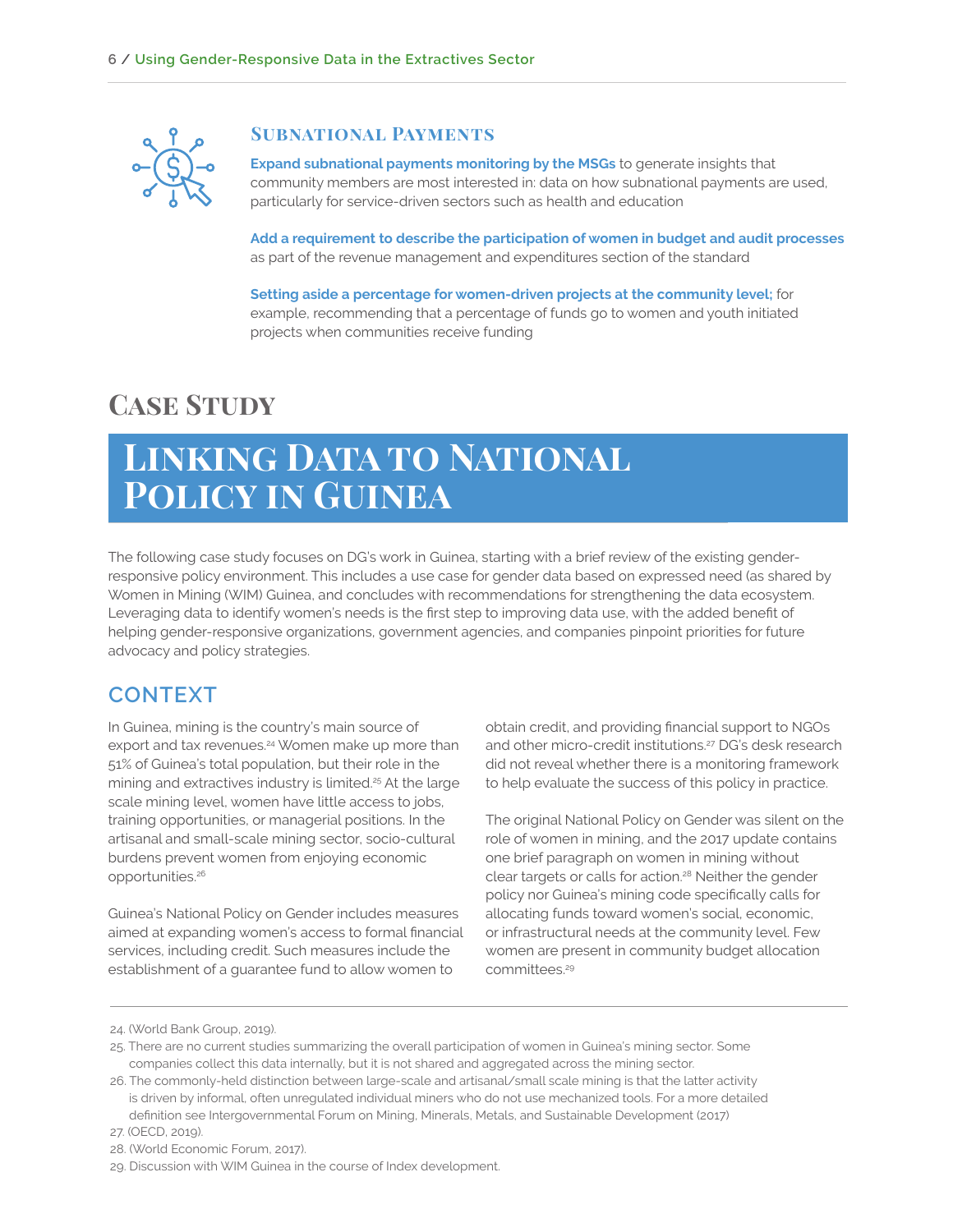### Subnational Payments

**Expand subnational payments monitoring by the MSGs** to generate insights that community members are most interested in: data on how subnational payments are used, particularly for service-driven sectors such as health and education

**Add a requirement to describe the participation of women in budget and audit processes** as part of the revenue management and expenditures section of the standard

**Setting aside a percentage for women-driven projects at the community level;** for example, recommending that a percentage of funds go to women and youth initiated projects when communities receive funding

## Case Study

# Linking Data to National Policy in Guinea

The following case study focuses on DG's work in Guinea, starting with a brief review of the existing gender-responsive policy environment. This includes a use case for gender data based on expressed need (as shared by Women in Mining (WIM) Guinea, and concludes with recommendations for strengthening the data ecosystem. Leveraging data to identify women's needs is the first step to improving data use, with the added benefit of helping gender-responsive organizations, government agencies, and companies pinpoint priorities for future advocacy and policy strategies.

## CONTEXT

In Guinea, mining is the country's main source of export and tax revenues.[24] Women make up more than 51% of Guinea's total population, but their role in the mining and extractives industry is limited.[25] At the large scale mining level, women have little access to jobs, training opportunities, or managerial positions. In the artisanal and small-scale mining sector, socio-cultural burdens prevent women from enjoying economic opportunities.[26]

Guinea's National Policy on Gender includes measures aimed at expanding women's access to formal financial services, including credit. Such measures include the establishment of a guarantee fund to allow women to obtain credit, and providing financial support to NGOs and other micro-credit institutions.[27] DG's desk research did not reveal whether there is a monitoring framework to help evaluate the success of this policy in practice.

The original National Policy on Gender was silent on the role of women in mining, and the 2017 update contains one brief paragraph on women in mining without clear targets or calls for action.[28] Neither the gender policy nor Guinea's mining code specifically calls for allocating funds toward women's social, economic, or infrastructural needs at the community level. Few women are present in community budget allocation committees.[29]

---

24. (World Bank Group, 2019).
25. There are no current studies summarizing the overall participation of women in Guinea's mining sector. Some companies collect this data internally, but it is not shared and aggregated across the mining sector.
26. The commonly-held distinction between large-scale and artisanal/small scale mining is that the latter activity is driven by informal, often unregulated individual miners who do not use mechanized tools. For a more detailed definition see Intergovernmental Forum on Mining, Minerals, Metals, and Sustainable Development (2017)
27. (OECD, 2019).
28. (World Economic Forum, 2017).
29. Discussion with WIM Guinea in the course of Index development.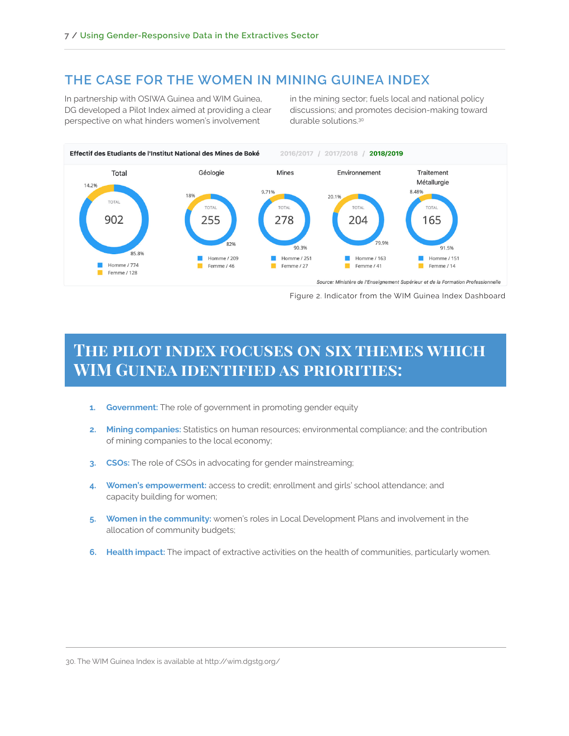## THE CASE FOR THE WOMEN IN MINING GUINEA INDEX

In partnership with OSIWA Guinea and WIM Guinea, DG developed a Pilot Index aimed at providing a clear perspective on what hinders women's involvement in the mining sector; fuels local and national policy discussions; and promotes decision-making toward durable solutions.[30]

**Effectif des Etudiants de l'Institut National des Mines de Boké** 2016/2017 / 2017/2018 / **2018/2019**

| | Total | Géologie | Mines | Environnement | Traitement Métallurgie |
|---|---|---|---|---|---|
| TOTAL | 902 | 255 | 278 | 204 | 165 |
| Homme | 774 (85.8%) | 209 (82%) | 251 (90.3%) | 163 (79.9%) | 151 (91.5%) |
| Femme | 128 (14.2%) | 46 (18%) | 27 (9.71%) | 41 (20.1%) | 14 (8.48%) |

*Source: Ministère de l'Enseignement Supérieur et de la Formation Professionnelle*

Figure 2. Indicator from the WIM Guinea Index Dashboard

## THE PILOT INDEX FOCUSES ON SIX THEMES WHICH WIM GUINEA IDENTIFIED AS PRIORITIES:

1. **Government:** The role of government in promoting gender equity
2. **Mining companies:** Statistics on human resources; environmental compliance; and the contribution of mining companies to the local economy;
3. **CSOs:** The role of CSOs in advocating for gender mainstreaming;
4. **Women's empowerment:** access to credit; enrollment and girls' school attendance; and capacity building for women;
5. **Women in the community:** women's roles in Local Development Plans and involvement in the allocation of community budgets;
6. **Health impact:** The impact of extractive activities on the health of communities, particularly women.

30. The WIM Guinea Index is available at http://wim.dgstg.org/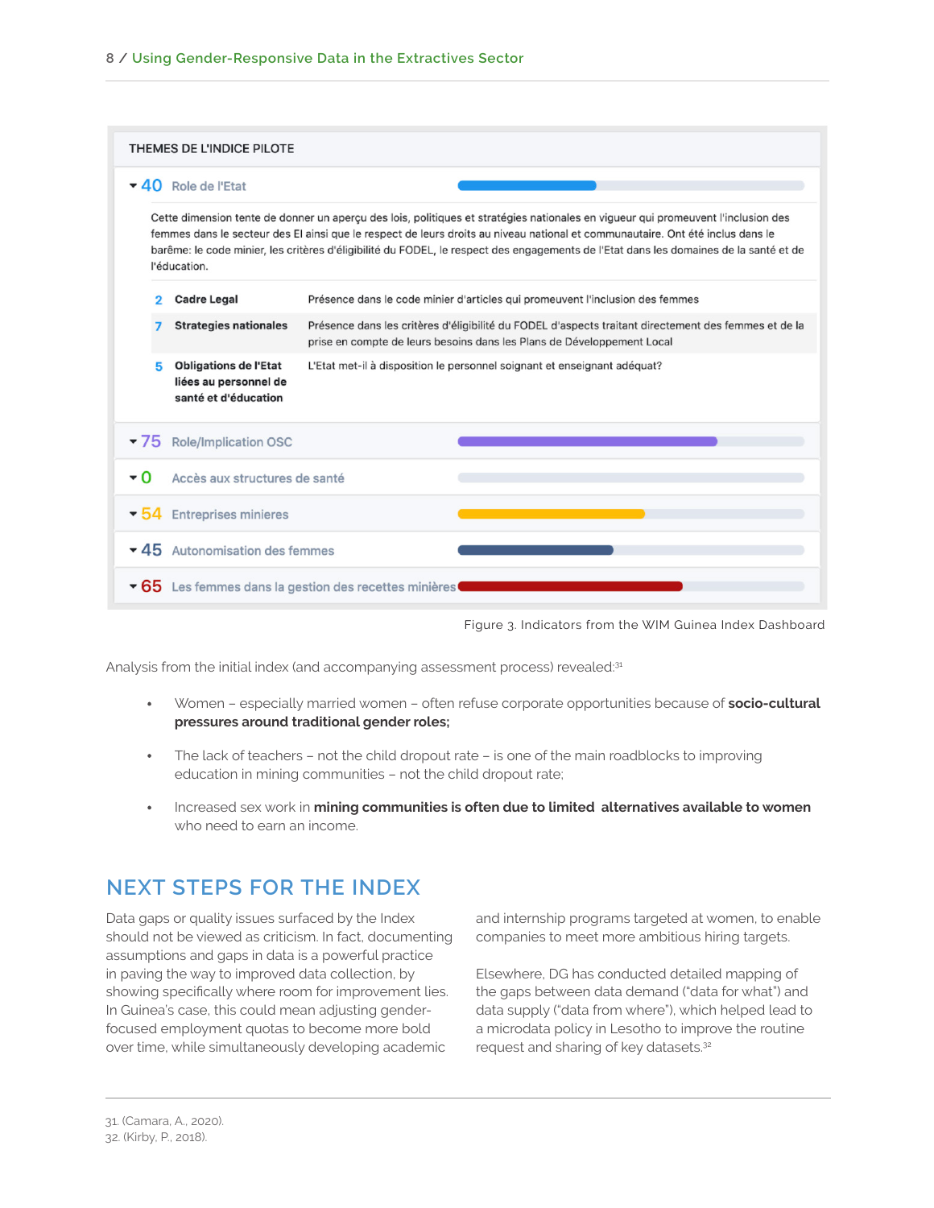THEMES DE L'INDICE PILOTE

**40** Role de l'Etat

Cette dimension tente de donner un aperçu des lois, politiques et stratégies nationales en vigueur qui promeuvent l'inclusion des femmes dans le secteur des EI ainsi que le respect de leurs droits au niveau national et communautaire. Ont été inclus dans le barême: le code minier, les critères d'éligibilité du FODEL, le respect des engagements de l'Etat dans les domaines de la santé et de l'éducation.

| | | |
|---|---|---|
| 2 | **Cadre Legal** | Présence dans le code minier d'articles qui promeuvent l'inclusion des femmes |
| 7 | **Strategies nationales** | Présence dans les critères d'éligibilité du FODEL d'aspects traitant directement des femmes et de la prise en compte de leurs besoins dans les Plans de Développement Local |
| 5 | **Obligations de l'Etat liées au personnel de santé et d'éducation** | L'Etat met-il à disposition le personnel soignant et enseignant adéquat? |

**75** Role/Implication OSC

**0** Accès aux structures de santé

**54** Entreprises minieres

**45** Autonomisation des femmes

**65** Les femmes dans la gestion des recettes minières

Figure 3. Indicators from the WIM Guinea Index Dashboard

Analysis from the initial index (and accompanying assessment process) revealed:[31]

- Women – especially married women – often refuse corporate opportunities because of **socio-cultural pressures around traditional gender roles;**
- The lack of teachers – not the child dropout rate – is one of the main roadblocks to improving education in mining communities – not the child dropout rate;
- Increased sex work in **mining communities is often due to limited alternatives available to women** who need to earn an income.

## NEXT STEPS FOR THE INDEX

Data gaps or quality issues surfaced by the Index should not be viewed as criticism. In fact, documenting assumptions and gaps in data is a powerful practice in paving the way to improved data collection, by showing specifically where room for improvement lies. In Guinea's case, this could mean adjusting gender-focused employment quotas to become more bold over time, while simultaneously developing academic and internship programs targeted at women, to enable companies to meet more ambitious hiring targets.

Elsewhere, DG has conducted detailed mapping of the gaps between data demand ("data for what") and data supply ("data from where"), which helped lead to a microdata policy in Lesotho to improve the routine request and sharing of key datasets.[32]

31. (Camara, A., 2020).
32. (Kirby, P., 2018).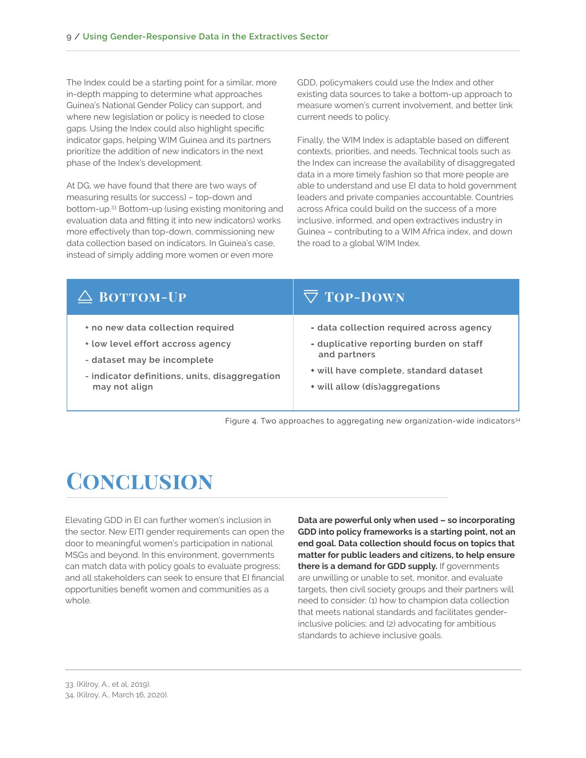The Index could be a starting point for a similar, more in-depth mapping to determine what approaches Guinea's National Gender Policy can support, and where new legislation or policy is needed to close gaps. Using the Index could also highlight specific indicator gaps, helping WIM Guinea and its partners prioritize the addition of new indicators in the next phase of the Index's development.

At DG, we have found that there are two ways of measuring results (or success) – top-down and bottom-up.[33] Bottom-up (using existing monitoring and evaluation data and fitting it into new indicators) works more effectively than top-down, commissioning new data collection based on indicators. In Guinea's case, instead of simply adding more women or even more GDD, policymakers could use the Index and other existing data sources to take a bottom-up approach to measure women's current involvement, and better link current needs to policy.

Finally, the WIM Index is adaptable based on different contexts, priorities, and needs. Technical tools such as the Index can increase the availability of disaggregated data in a more timely fashion so that more people are able to understand and use EI data to hold government leaders and private companies accountable. Countries across Africa could build on the success of a more inclusive, informed, and open extractives industry in Guinea – contributing to a WIM Africa index, and down the road to a global WIM Index.

| △ Bottom-Up | ▽ Top-Down |
| --- | --- |
| + no new data collection required<br>+ low level effort accross agency<br>- dataset may be incomplete<br>- indicator definitions, units, disaggregation may not align | - data collection required across agency<br>- duplicative reporting burden on staff and partners<br>+ will have complete, standard dataset<br>+ will allow (dis)aggregations |

Figure 4. Two approaches to aggregating new organization-wide indicators[34]

# Conclusion

Elevating GDD in EI can further women's inclusion in the sector. New EITI gender requirements can open the door to meaningful women's participation in national MSGs and beyond. In this environment, governments can match data with policy goals to evaluate progress; and all stakeholders can seek to ensure that EI financial opportunities benefit women and communities as a whole.

**Data are powerful only when used – so incorporating GDD into policy frameworks is a starting point, not an end goal. Data collection should focus on topics that matter for public leaders and citizens, to help ensure there is a demand for GDD supply.** If governments are unwilling or unable to set, monitor, and evaluate targets, then civil society groups and their partners will need to consider: (1) how to champion data collection that meets national standards and facilitates gender-inclusive policies; and (2) advocating for ambitious standards to achieve inclusive goals.

33. (Kilroy, A., et al, 2019).
34. (Kilroy, A., March 16, 2020).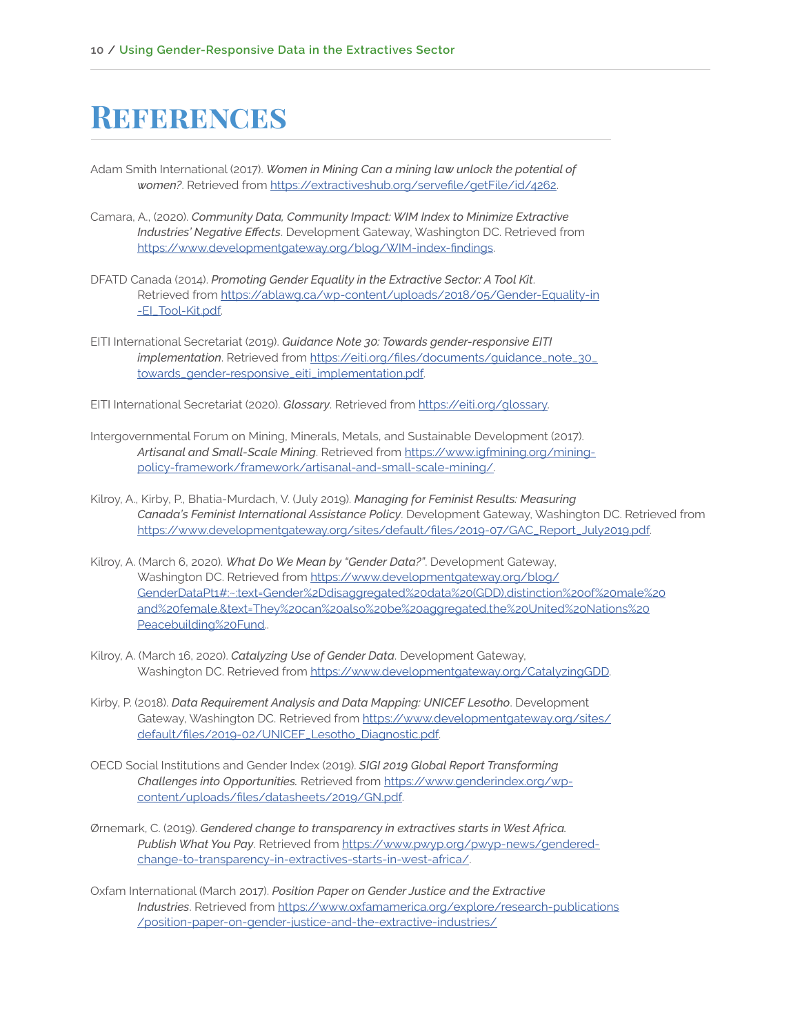# References

Adam Smith International (2017). ***Women in Mining Can a mining law unlock the potential of women?***. Retrieved from https://extractiveshub.org/servefile/getFile/id/4262.

Camara, A., (2020). ***Community Data, Community Impact: WIM Index to Minimize Extractive Industries' Negative Effects***. Development Gateway, Washington DC. Retrieved from https://www.developmentgateway.org/blog/WIM-index-findings.

DFATD Canada (2014). ***Promoting Gender Equality in the Extractive Sector: A Tool Kit***. Retrieved from https://ablawg.ca/wp-content/uploads/2018/05/Gender-Equality-in-EI_Tool-Kit.pdf.

EITI International Secretariat (2019). ***Guidance Note 30: Towards gender-responsive EITI implementation***. Retrieved from https://eiti.org/files/documents/guidance_note_30_towards_gender-responsive_eiti_implementation.pdf.

EITI International Secretariat (2020). ***Glossary***. Retrieved from https://eiti.org/glossary.

Intergovernmental Forum on Mining, Minerals, Metals, and Sustainable Development (2017). ***Artisanal and Small-Scale Mining***. Retrieved from https://www.igfmining.org/mining-policy-framework/framework/artisanal-and-small-scale-mining/.

Kilroy, A., Kirby, P., Bhatia-Murdach, V. (July 2019). ***Managing for Feminist Results: Measuring Canada's Feminist International Assistance Policy***. Development Gateway, Washington DC. Retrieved from https://www.developmentgateway.org/sites/default/files/2019-07/GAC_Report_July2019.pdf.

Kilroy, A. (March 6, 2020). ***What Do We Mean by "Gender Data?"***. Development Gateway, Washington DC. Retrieved from https://www.developmentgateway.org/blog/GenderDataPt1#:~:text=Gender%2Ddisaggregated%20data%20(GDD),distinction%20of%20male%20and%20female.&text=They%20can%20also%20be%20aggregated,the%20United%20Nations%20Peacebuilding%20Fund..

Kilroy, A. (March 16, 2020). ***Catalyzing Use of Gender Data***. Development Gateway, Washington DC. Retrieved from https://www.developmentgateway.org/CatalyzingGDD.

Kirby, P. (2018). ***Data Requirement Analysis and Data Mapping: UNICEF Lesotho***. Development Gateway, Washington DC. Retrieved from https://www.developmentgateway.org/sites/default/files/2019-02/UNICEF_Lesotho_Diagnostic.pdf.

OECD Social Institutions and Gender Index (2019). ***SIGI 2019 Global Report Transforming Challenges into Opportunities.*** Retrieved from https://www.genderindex.org/wp-content/uploads/files/datasheets/2019/GN.pdf.

Ørnemark, C. (2019). ***Gendered change to transparency in extractives starts in West Africa. Publish What You Pay***. Retrieved from https://www.pwyp.org/pwyp-news/gendered-change-to-transparency-in-extractives-starts-in-west-africa/.

Oxfam International (March 2017). ***Position Paper on Gender Justice and the Extractive Industries***. Retrieved from https://www.oxfamamerica.org/explore/research-publications/position-paper-on-gender-justice-and-the-extractive-industries/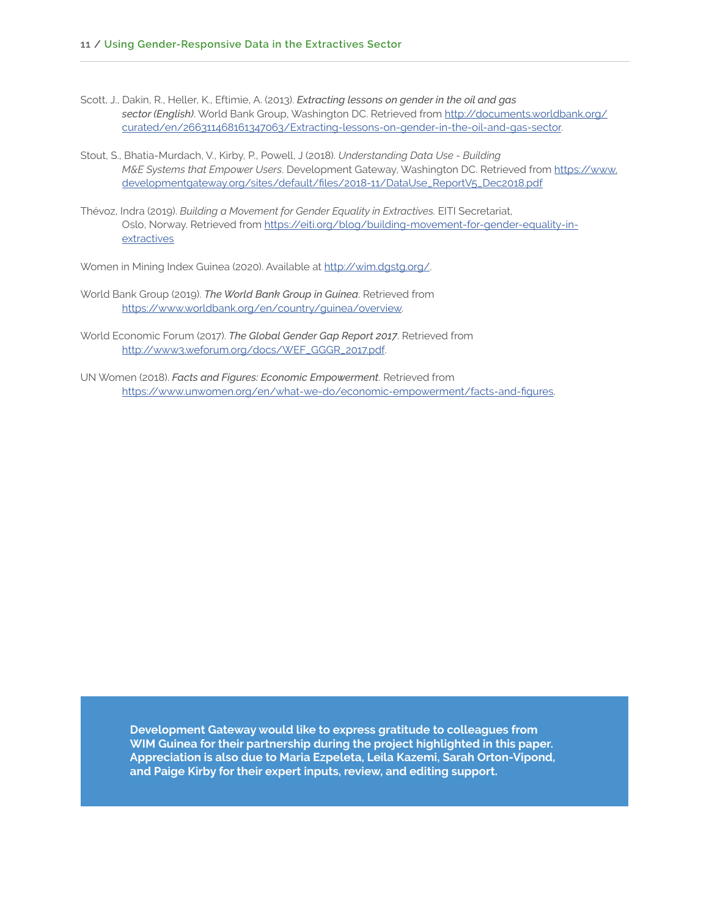Scott, J., Dakin, R., Heller, K., Eftimie, A. (2013). ***Extracting lessons on gender in the oil and gas sector (English)***. World Bank Group, Washington DC. Retrieved from [http://documents.worldbank.org/curated/en/266311468161347063/Extracting-lessons-on-gender-in-the-oil-and-gas-sector](http://documents.worldbank.org/curated/en/266311468161347063/Extracting-lessons-on-gender-in-the-oil-and-gas-sector).

Stout, S., Bhatia-Murdach, V., Kirby, P., Powell, J (2018). *Understanding Data Use - Building M&E Systems that Empower Users*. Development Gateway, Washington DC. Retrieved from [https://www.developmentgateway.org/sites/default/files/2018-11/DataUse_ReportV5_Dec2018.pdf](https://www.developmentgateway.org/sites/default/files/2018-11/DataUse_ReportV5_Dec2018.pdf)

Thévoz, Indra (2019). *Building a Movement for Gender Equality in Extractives.* EITI Secretariat, Oslo, Norway. Retrieved from [https://eiti.org/blog/building-movement-for-gender-equality-in-extractives](https://eiti.org/blog/building-movement-for-gender-equality-in-extractives)

Women in Mining Index Guinea (2020). Available at [http://wim.dgstg.org/](http://wim.dgstg.org/).

World Bank Group (2019). *The World Bank Group in Guinea*. Retrieved from [https://www.worldbank.org/en/country/guinea/overview](https://www.worldbank.org/en/country/guinea/overview).

World Economic Forum (2017). *The Global Gender Gap Report 2017*. Retrieved from [http://www3.weforum.org/docs/WEF_GGGR_2017.pdf](http://www3.weforum.org/docs/WEF_GGGR_2017.pdf).

UN Women (2018). *Facts and Figures: Economic Empowerment*. Retrieved from [https://www.unwomen.org/en/what-we-do/economic-empowerment/facts-and-figures](https://www.unwomen.org/en/what-we-do/economic-empowerment/facts-and-figures).

**Development Gateway would like to express gratitude to colleagues from WIM Guinea for their partnership during the project highlighted in this paper. Appreciation is also due to Maria Ezpeleta, Leila Kazemi, Sarah Orton-Vipond, and Paige Kirby for their expert inputs, review, and editing support.**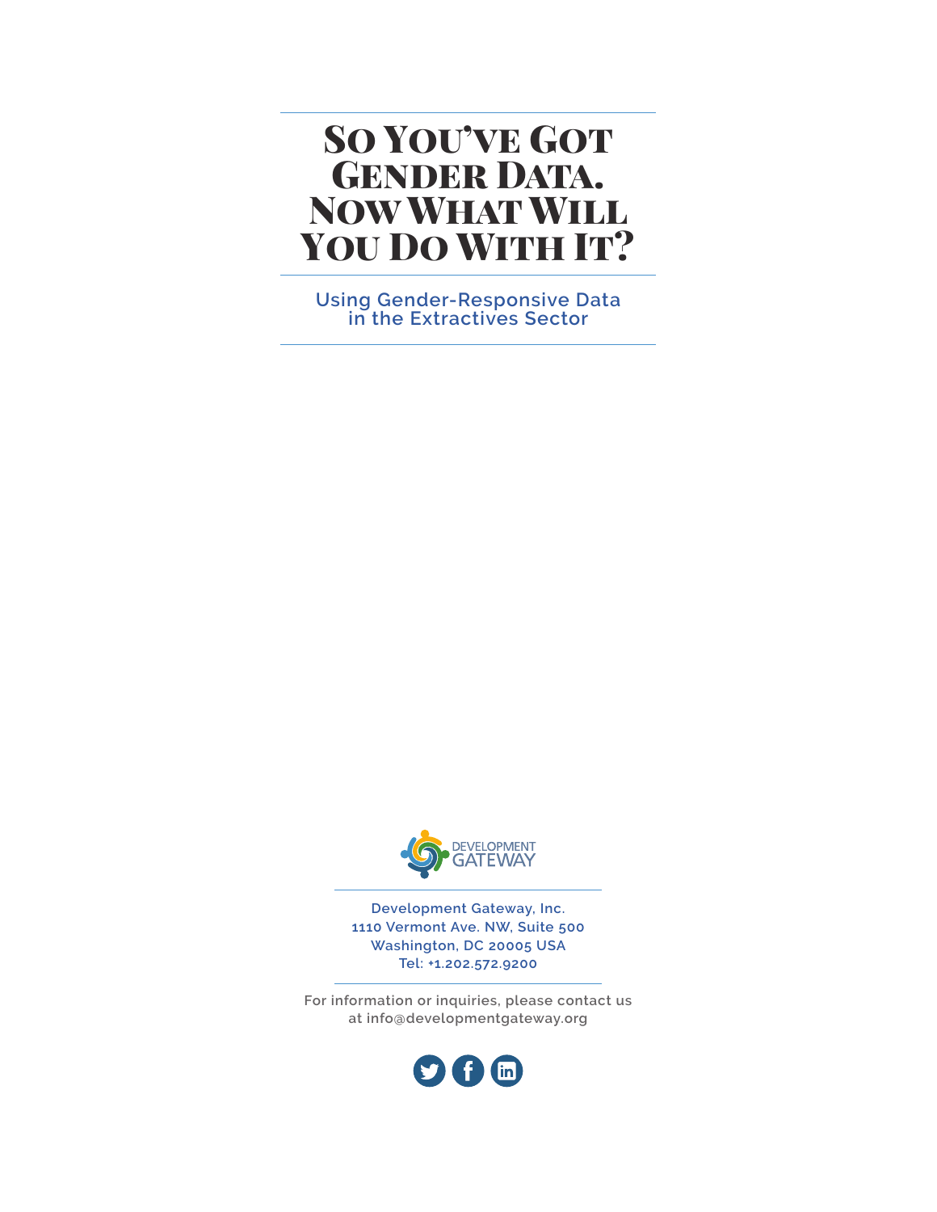# So You've Got Gender Data. Now What Will You Do With It?

## Using Gender-Responsive Data in the Extractives Sector

DEVELOPMENT GATEWAY

Development Gateway, Inc.
1110 Vermont Ave. NW, Suite 500
Washington, DC 20005 USA
Tel: +1.202.572.9200

For information or inquiries, please contact us at info@developmentgateway.org